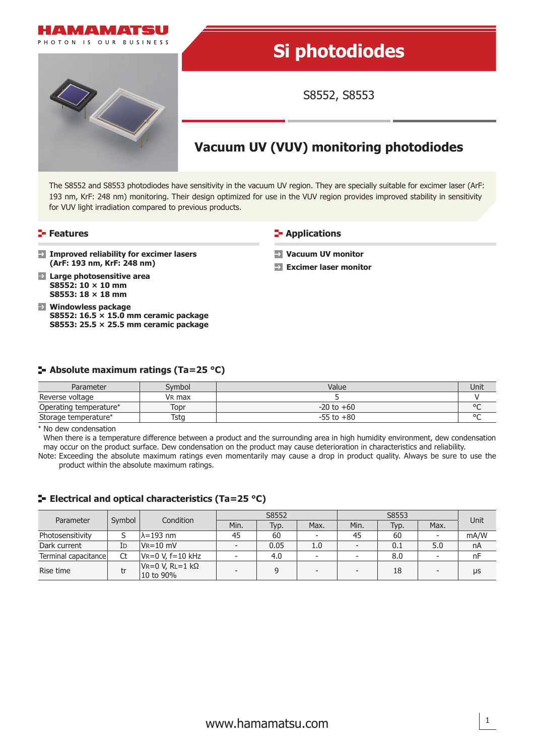HAMAMATSU

PHOTON IS OUR BUSINESS

# Si photodiodes

S8552, S8553

## Vacuum UV (VUV) monitoring photodiodes

The S8552 and S8553 photodiodes have sensitivity in the vacuum UV region. They are specially suitable for excimer laser (ArF: 193 nm, KrF: 248 nm) monitoring. Their design optimized for use in the VUV region provides improved stability in sensitivity for VUV light irradiation compared to previous products.

### Features

- **Improved reliability for excimer lasers (ArF: 193 nm, KrF: 248 nm)**
- **Large photosensitive area**
  **S8552: 10 × 10 mm**
  **S8553: 18 × 18 mm**
- **Windowless package**
  **S8552: 16.5 × 15.0 mm ceramic package**
  **S8553: 25.5 × 25.5 mm ceramic package**

### Applications

- **Vacuum UV monitor**
- **Excimer laser monitor**

### Absolute maximum ratings (Ta=25 °C)

| Parameter | Symbol | Value | Unit |
|---|---|---|---|
| Reverse voltage | $V_R$ max | 5 | V |
| Operating temperature* | Topr | -20 to +60 | °C |
| Storage temperature* | Tstg | -55 to +80 | °C |

\* No dew condensation
When there is a temperature difference between a product and the surrounding area in high humidity environment, dew condensation may occur on the product surface. Dew condensation on the product may cause deterioration in characteristics and reliability.

Note: Exceeding the absolute maximum ratings even momentarily may cause a drop in product quality. Always be sure to use the product within the absolute maximum ratings.

### Electrical and optical characteristics (Ta=25 °C)

| Parameter | Symbol | Condition | S8552 | | | S8553 | | | Unit |
|---|---|---|---|---|---|---|---|---|---|
| | | | Min. | Typ. | Max. | Min. | Typ. | Max. | |
| Photosensitivity | S | λ=193 nm | 45 | 60 | - | 45 | 60 | - | mA/W |
| Dark current | $I_D$ | $V_R$=10 mV | - | 0.05 | 1.0 | - | 0.1 | 5.0 | nA |
| Terminal capacitance | Ct | $V_R$=0 V, f=10 kHz | - | 4.0 | - | - | 8.0 | - | nF |
| Rise time | tr | $V_R$=0 V, $R_L$=1 kΩ 10 to 90% | - | 9 | - | - | 18 | - | μs |

www.hamamatsu.com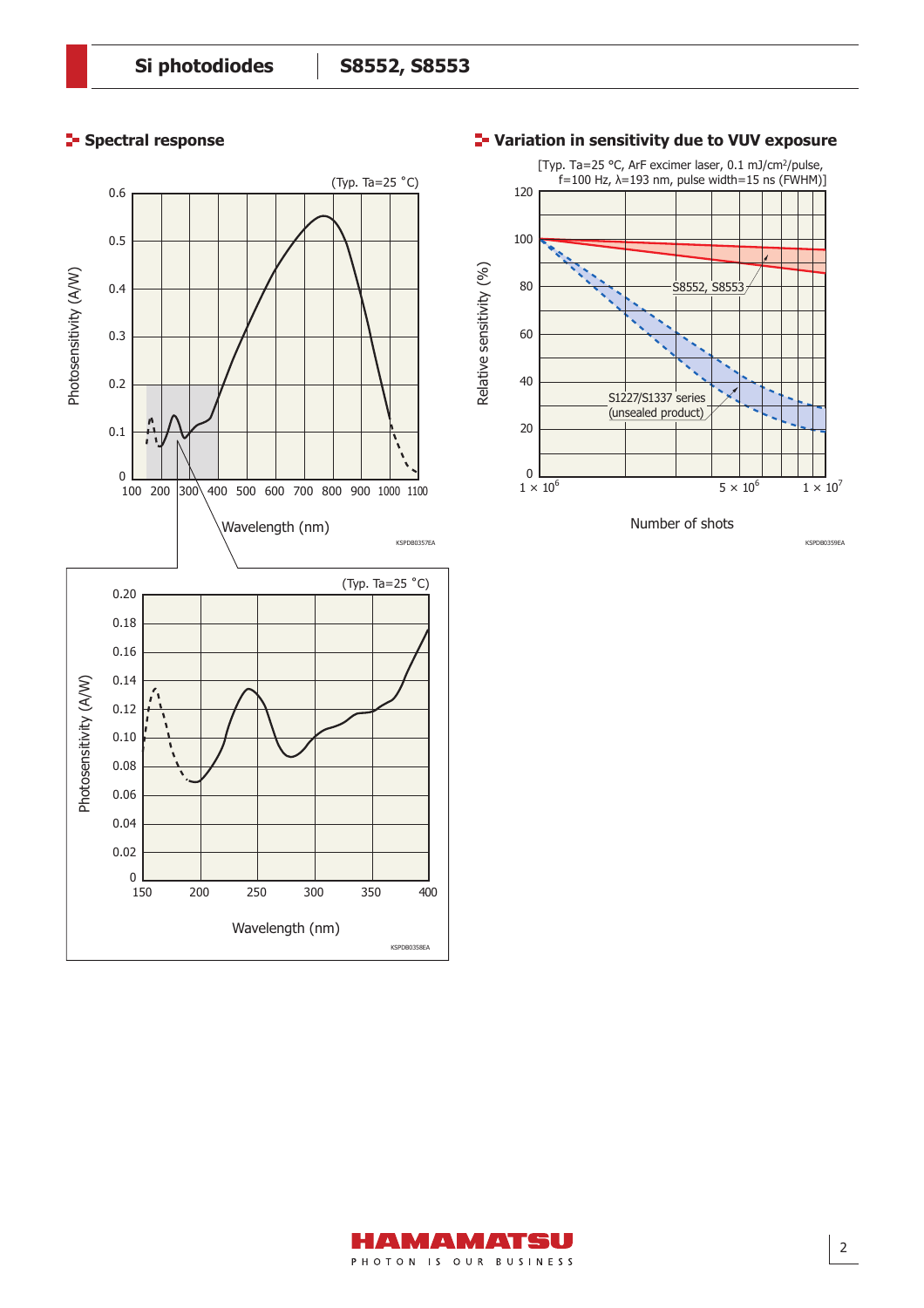## Spectral response

(Typ. Ta=25 °C)

Photosensitivity (A/W)

Wavelength (nm)

KSPDB0357EA

(Typ. Ta=25 °C)

Photosensitivity (A/W)

Wavelength (nm)

KSPDB0358EA

## Variation in sensitivity due to VUV exposure

[Typ. Ta=25 °C, ArF excimer laser, 0.1 mJ/cm²/pulse, f=100 Hz, λ=193 nm, pulse width=15 ns (FWHM)]

S8552, S8553

S1227/S1337 series (unsealed product)

Relative sensitivity (%)

Number of shots

KSPDB0359EA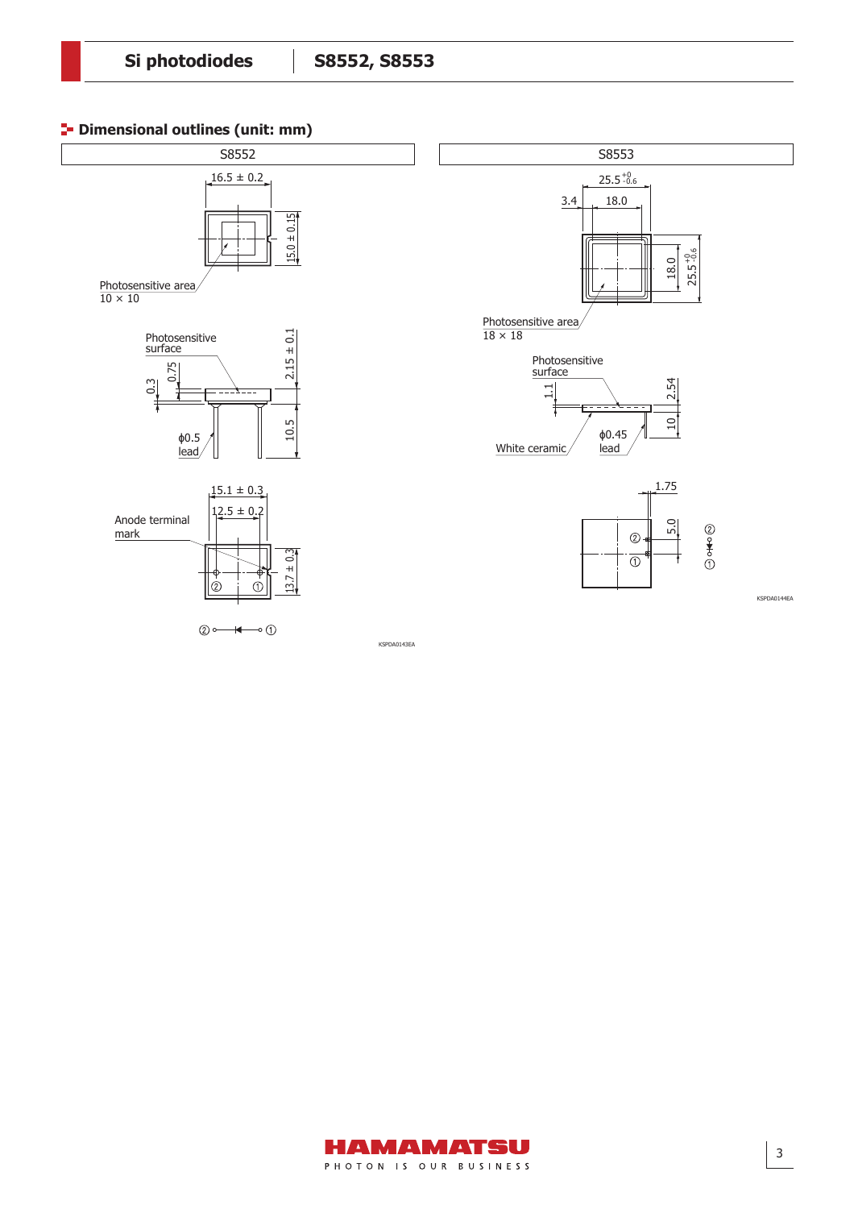## Dimensional outlines (unit: mm)

S8552

16.5 ± 0.2

15.0 ± 0.15

Photosensitive area
10 × 10

Photosensitive surface

0.3

0.75

2.15 ± 0.1

ϕ0.5 lead

10.5

15.1 ± 0.3

12.5 ± 0.2

Anode terminal mark

13.7 ± 0.3

② ① 

KSPDA0143EA

S8553

$25.5^{+0}_{-0.6}$

3.4

18.0

18.0

$25.5^{+0}_{-0.6}$

Photosensitive area
18 × 18

Photosensitive surface

1.1

2.54

10

White ceramic

ϕ0.45 lead

1.75

5.0

② ①

KSPDA0144EA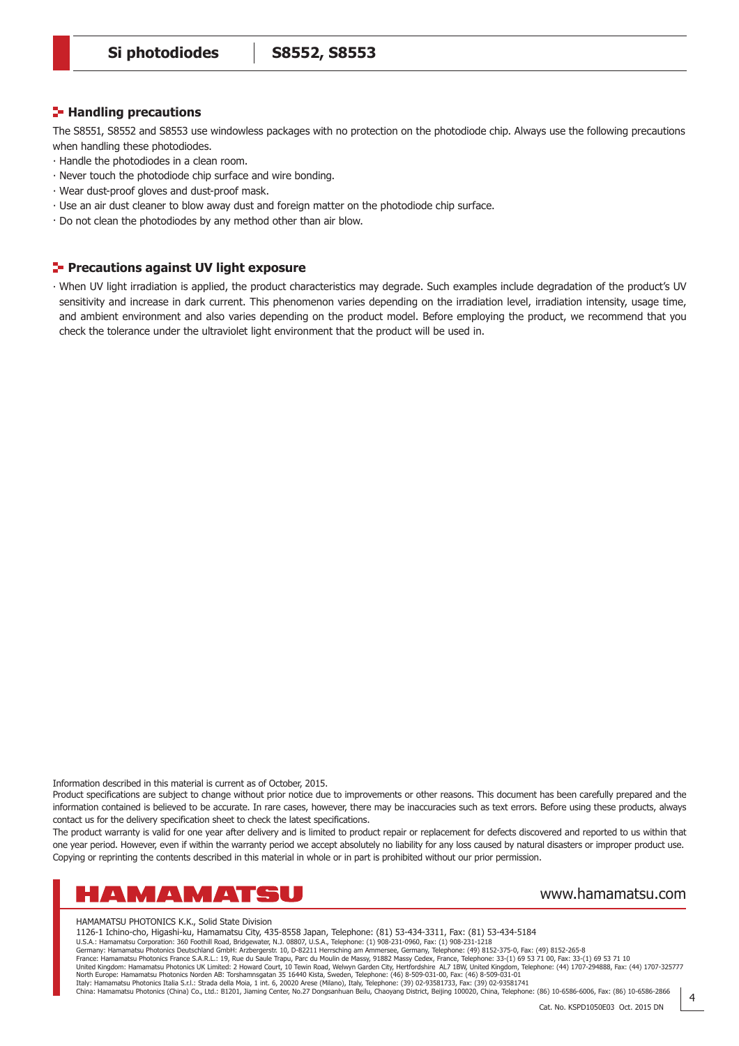## Handling precautions

The S8551, S8552 and S8553 use windowless packages with no protection on the photodiode chip. Always use the following precautions when handling these photodiodes.

- Handle the photodiodes in a clean room.
- Never touch the photodiode chip surface and wire bonding.
- Wear dust-proof gloves and dust-proof mask.
- Use an air dust cleaner to blow away dust and foreign matter on the photodiode chip surface.
- Do not clean the photodiodes by any method other than air blow.

## Precautions against UV light exposure

- When UV light irradiation is applied, the product characteristics may degrade. Such examples include degradation of the product's UV sensitivity and increase in dark current. This phenomenon varies depending on the irradiation level, irradiation intensity, usage time, and ambient environment and also varies depending on the product model. Before employing the product, we recommend that you check the tolerance under the ultraviolet light environment that the product will be used in.

Information described in this material is current as of October, 2015.

Product specifications are subject to change without prior notice due to improvements or other reasons. This document has been carefully prepared and the information contained is believed to be accurate. In rare cases, however, there may be inaccuracies such as text errors. Before using these products, always contact us for the delivery specification sheet to check the latest specifications.

The product warranty is valid for one year after delivery and is limited to product repair or replacement for defects discovered and reported to us within that one year period. However, even if within the warranty period we accept absolutely no liability for any loss caused by natural disasters or improper product use. Copying or reprinting the contents described in this material in whole or in part is prohibited without our prior permission.

**HAMAMATSU**

www.hamamatsu.com

HAMAMATSU PHOTONICS K.K., Solid State Division
1126-1 Ichino-cho, Higashi-ku, Hamamatsu City, 435-8558 Japan, Telephone: (81) 53-434-3311, Fax: (81) 53-434-5184
U.S.A.: Hamamatsu Corporation: 360 Foothill Road, Bridgewater, N.J. 08807, U.S.A., Telephone: (1) 908-231-0960, Fax: (1) 908-231-1218
Germany: Hamamatsu Photonics Deutschland GmbH: Arzbergerstr. 10, D-82211 Herrsching am Ammersee, Germany, Telephone: (49) 8152-375-0, Fax: (49) 8152-265-8
France: Hamamatsu Photonics France S.A.R.L.: 19, Rue du Saule Trapu, Parc du Moulin de Massy, 91882 Massy Cedex, France, Telephone: 33-(1) 69 53 71 00, Fax: 33-(1) 69 53 71 10
United Kingdom: Hamamatsu Photonics UK Limited: 2 Howard Court, 10 Tewin Road, Welwyn Garden City, Hertfordshire AL7 1BW, United Kingdom, Telephone: (44) 1707-294888, Fax: (44) 1707-325777
North Europe: Hamamatsu Photonics Norden AB: Torshamnsgatan 35 16440 Kista, Sweden, Telephone: (46) 8-509-031-00, Fax: (46) 8-509-031-01
Italy: Hamamatsu Photonics Italia S.r.l.: Strada della Moia, 1 int. 6, 20020 Arese (Milano), Italy, Telephone: (39) 02-93581733, Fax: (39) 02-93581741
China: Hamamatsu Photonics (China) Co., Ltd.: B1201, Jiaming Center, No.27 Dongsanhuan Beilu, Chaoyang District, Beijing 100020, China, Telephone: (86) 10-6586-6006, Fax: (86) 10-6586-2866

Cat. No. KSPD1050E03 Oct. 2015 DN